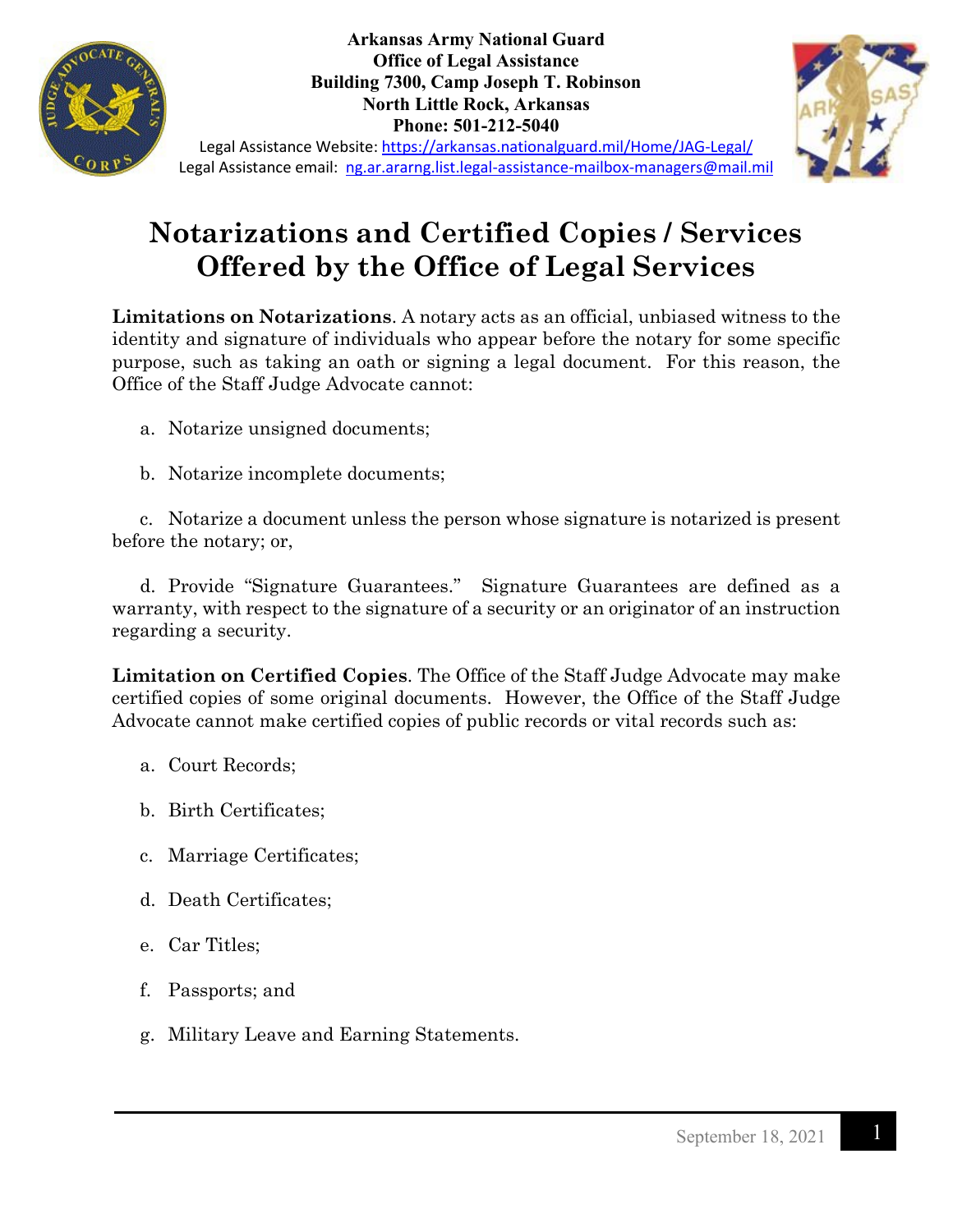**Arkansas Army National Guard**
**Office of Legal Assistance**
**Building 7300, Camp Joseph T. Robinson**
**North Little Rock, Arkansas**
**Phone: 501-212-5040**

Legal Assistance Website: https://arkansas.nationalguard.mil/Home/JAG-Legal/
Legal Assistance email: ng.ar.ararng.list.legal-assistance-mailbox-managers@mail.mil

# Notarizations and Certified Copies / Services Offered by the Office of Legal Services

**Limitations on Notarizations**. A notary acts as an official, unbiased witness to the identity and signature of individuals who appear before the notary for some specific purpose, such as taking an oath or signing a legal document. For this reason, the Office of the Staff Judge Advocate cannot:

a. Notarize unsigned documents;

b. Notarize incomplete documents;

c. Notarize a document unless the person whose signature is notarized is present before the notary; or,

d. Provide "Signature Guarantees." Signature Guarantees are defined as a warranty, with respect to the signature of a security or an originator of an instruction regarding a security.

**Limitation on Certified Copies**. The Office of the Staff Judge Advocate may make certified copies of some original documents. However, the Office of the Staff Judge Advocate cannot make certified copies of public records or vital records such as:

a. Court Records;

b. Birth Certificates;

c. Marriage Certificates;

d. Death Certificates;

e. Car Titles;

f. Passports; and

g. Military Leave and Earning Statements.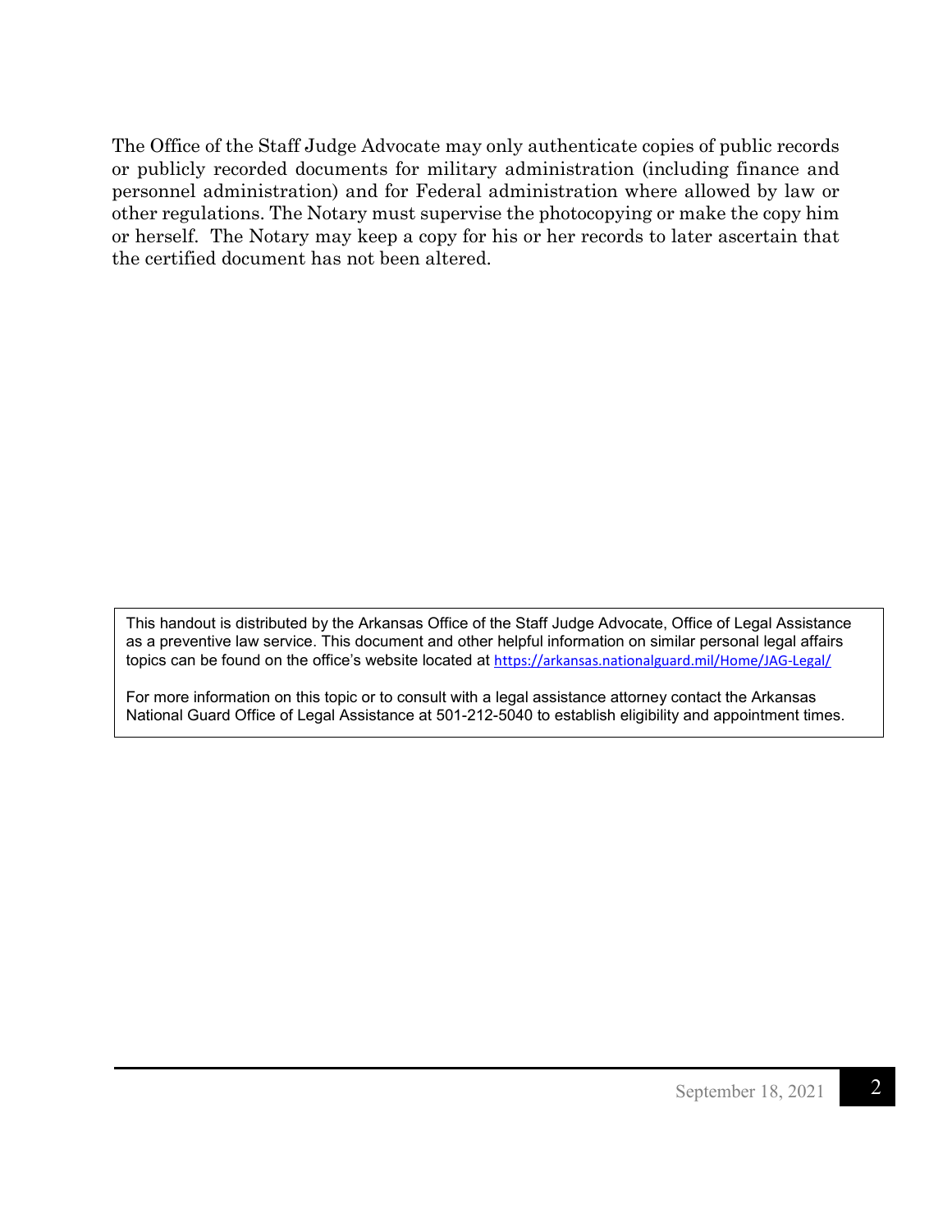The Office of the Staff Judge Advocate may only authenticate copies of public records or publicly recorded documents for military administration (including finance and personnel administration) and for Federal administration where allowed by law or other regulations. The Notary must supervise the photocopying or make the copy him or herself. The Notary may keep a copy for his or her records to later ascertain that the certified document has not been altered.

This handout is distributed by the Arkansas Office of the Staff Judge Advocate, Office of Legal Assistance as a preventive law service. This document and other helpful information on similar personal legal affairs topics can be found on the office's website located at https://arkansas.nationalguard.mil/Home/JAG-Legal/

For more information on this topic or to consult with a legal assistance attorney contact the Arkansas National Guard Office of Legal Assistance at 501-212-5040 to establish eligibility and appointment times.